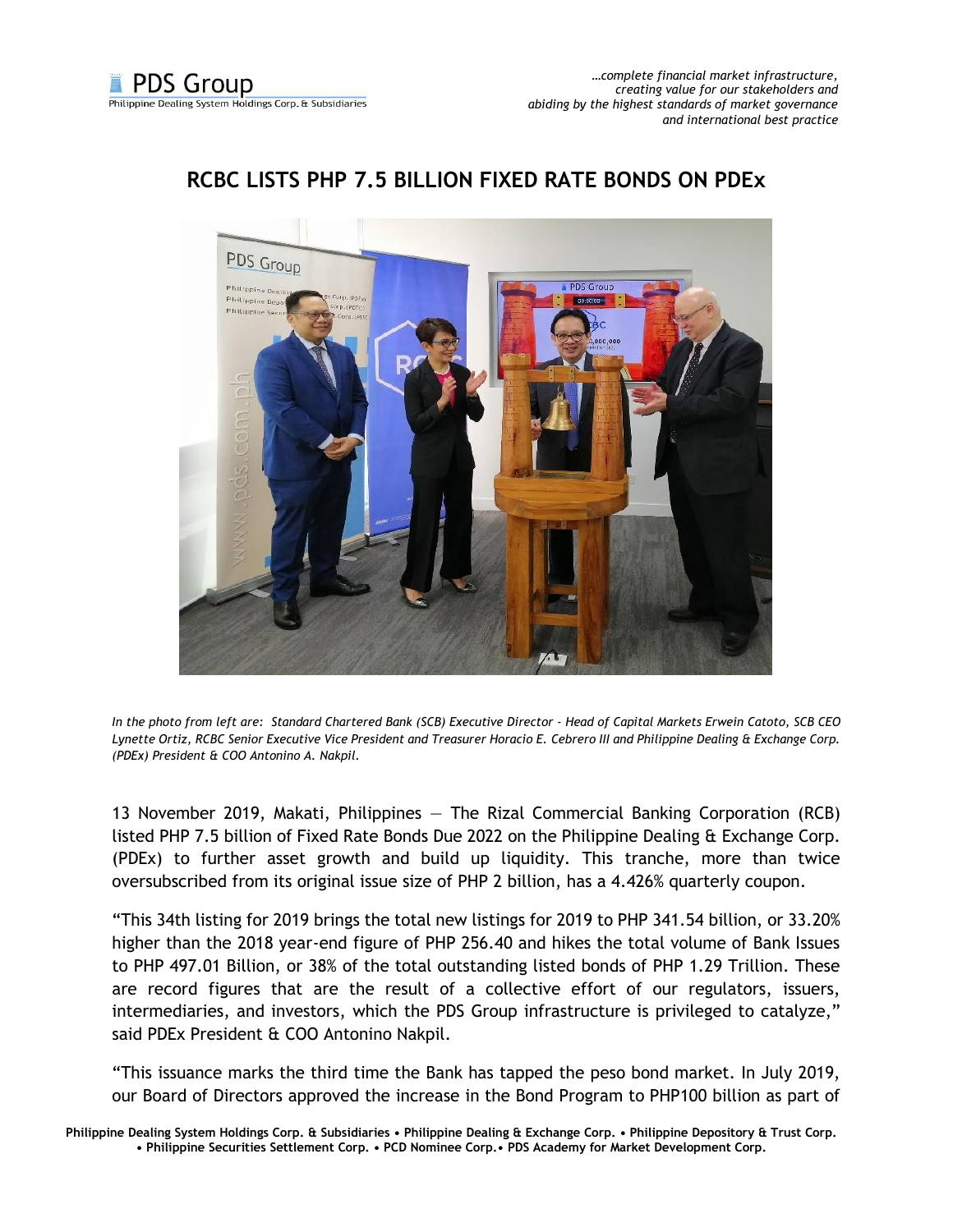# RCBC LISTS PHP 7.5 BILLION FIXED RATE BONDS ON PDEx

*In the photo from left are: Standard Chartered Bank (SCB) Executive Director - Head of Capital Markets Erwein Catoto, SCB CEO Lynette Ortiz, RCBC Senior Executive Vice President and Treasurer Horacio E. Cebrero III and Philippine Dealing & Exchange Corp. (PDEx) President & COO Antonino A. Nakpil.*

13 November 2019, Makati, Philippines — The Rizal Commercial Banking Corporation (RCB) listed PHP 7.5 billion of Fixed Rate Bonds Due 2022 on the Philippine Dealing & Exchange Corp. (PDEx) to further asset growth and build up liquidity. This tranche, more than twice oversubscribed from its original issue size of PHP 2 billion, has a 4.426% quarterly coupon.

"This 34th listing for 2019 brings the total new listings for 2019 to PHP 341.54 billion, or 33.20% higher than the 2018 year-end figure of PHP 256.40 and hikes the total volume of Bank Issues to PHP 497.01 Billion, or 38% of the total outstanding listed bonds of PHP 1.29 Trillion. These are record figures that are the result of a collective effort of our regulators, issuers, intermediaries, and investors, which the PDS Group infrastructure is privileged to catalyze," said PDEx President & COO Antonino Nakpil.

"This issuance marks the third time the Bank has tapped the peso bond market. In July 2019, our Board of Directors approved the increase in the Bond Program to PHP100 billion as part of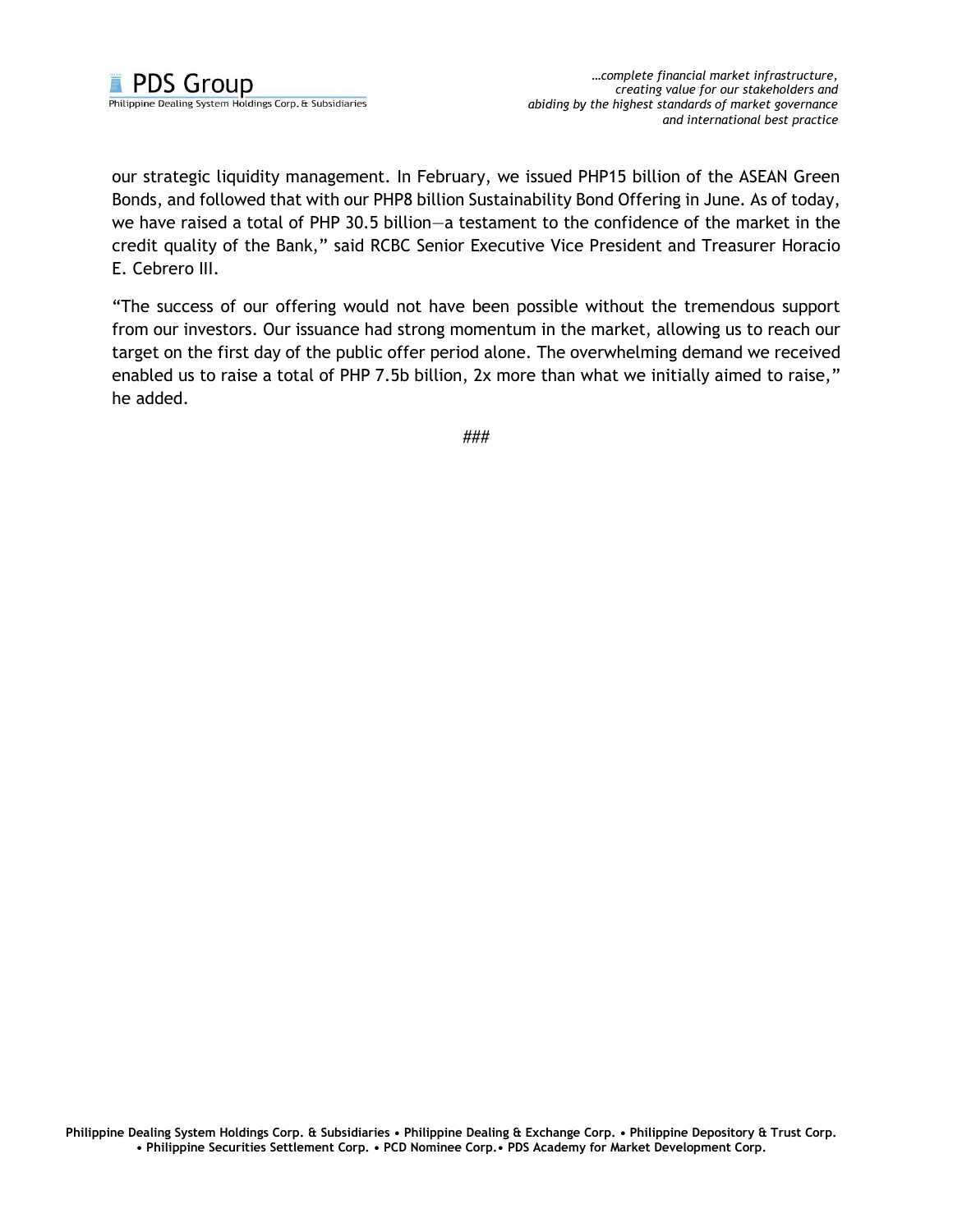our strategic liquidity management. In February, we issued PHP15 billion of the ASEAN Green Bonds, and followed that with our PHP8 billion Sustainability Bond Offering in June. As of today, we have raised a total of PHP 30.5 billion—a testament to the confidence of the market in the credit quality of the Bank," said RCBC Senior Executive Vice President and Treasurer Horacio E. Cebrero III.

"The success of our offering would not have been possible without the tremendous support from our investors. Our issuance had strong momentum in the market, allowing us to reach our target on the first day of the public offer period alone. The overwhelming demand we received enabled us to raise a total of PHP 7.5b billion, 2x more than what we initially aimed to raise," he added.

###